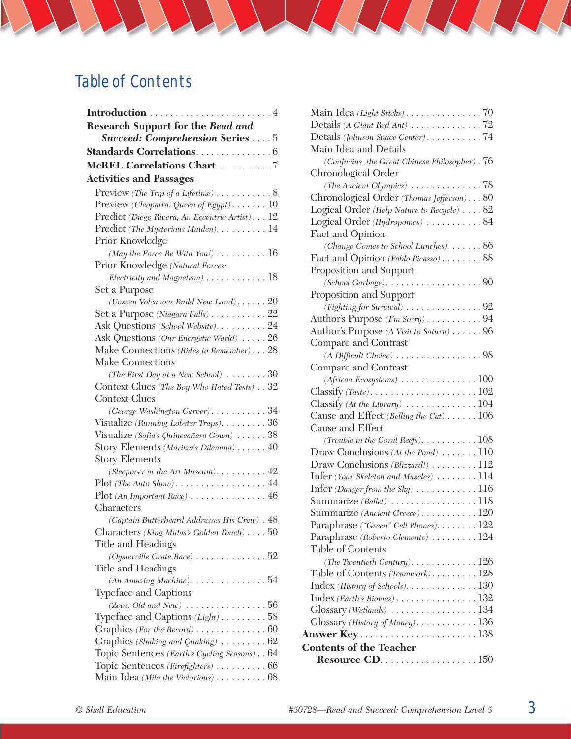# Table of Contents

**Introduction** . . . . . . . . . . . . . . . . . . . . . . . . 4

**Research Support for the *Read and Succeed: Comprehension* Series** . . . . 5

**Standards Correlations** . . . . . . . . . . . . . . . 6

**McREL Correlations Chart** . . . . . . . . . . . 7

**Activities and Passages**

- Preview *(The Trip of a Lifetime)* . . . . . . . . . . . 8
- Preview *(Cleopatra: Queen of Egypt)* . . . . . . . 10
- Predict *(Diego Rivera, An Eccentric Artist)* . . . 12
- Predict *(The Mysterious Maiden)* . . . . . . . . . . 14
- Prior Knowledge *(May the Force Be With You!)* . . . . . . . . . . 16
- Prior Knowledge *(Natural Forces: Electricity and Magnetism)* . . . . . . . . . . . . 18
- Set a Purpose *(Unseen Volcanoes Build New Land)* . . . . . . 20
- Set a Purpose *(Niagara Falls)* . . . . . . . . . . . 22
- Ask Questions *(School Website)* . . . . . . . . . . 24
- Ask Questions *(Our Energetic World)* . . . . . 26
- Make Connections *(Rides to Remember)* . . . 28
- Make Connections *(The First Day at a New School)* . . . . . . . . 30
- Context Clues *(The Boy Who Hated Tests)* . . 32
- Context Clues *(George Washington Carver)* . . . . . . . . . . . 34
- Visualize *(Running Lobster Traps)* . . . . . . . . . 36
- Visualize *(Sofia's Quinceañera Gown)* . . . . . . 38
- Story Elements *(Maritza's Dilemma)* . . . . . . 40
- Story Elements *(Sleepover at the Art Museum)* . . . . . . . . . . 42
- Plot *(The Auto Show)* . . . . . . . . . . . . . . . . . . 44
- Plot *(An Important Race)* . . . . . . . . . . . . . . . 46
- Characters *(Captain Butterbeard Addresses His Crew)* . 48
- Characters *(King Midas's Golden Touch)* . . . . 50
- Title and Headings *(Oysterville Crate Race)* . . . . . . . . . . . . . . 52
- Title and Headings *(An Amazing Machine)* . . . . . . . . . . . . . . . 54
- Typeface and Captions *(Zoos: Old and New)* . . . . . . . . . . . . . . . . 56
- Typeface and Captions *(Light)* . . . . . . . . . 58
- Graphics *(For the Record)* . . . . . . . . . . . . . . 60
- Graphics *(Shaking and Quaking)* . . . . . . . . . 62
- Topic Sentences *(Earth's Cycling Seasons)* . . 64
- Topic Sentences *(Firefighters)* . . . . . . . . . . 66
- Main Idea *(Milo the Victorious)* . . . . . . . . . . 68
- Main Idea *(Light Sticks)* . . . . . . . . . . . . . . . 70
- Details *(A Giant Red Ant)* . . . . . . . . . . . . . . 72
- Details *(Johnson Space Center)* . . . . . . . . . . . 74
- Main Idea and Details *(Confucius, the Great Chinese Philosopher)* . 76
- Chronological Order *(The Ancient Olympics)* . . . . . . . . . . . . . . 78
- Chronological Order *(Thomas Jefferson)* . . . 80
- Logical Order *(Help Nature to Recycle)* . . . . 82
- Logical Order *(Hydroponics)* . . . . . . . . . . . 84
- Fact and Opinion *(Change Comes to School Lunches)* . . . . . . 86
- Fact and Opinion *(Pablo Picasso)* . . . . . . . . 88
- Proposition and Support *(School Garbage)* . . . . . . . . . . . . . . . . . . . 90
- Proposition and Support *(Fighting for Survival)* . . . . . . . . . . . . . . 92
- Author's Purpose *(I'm Sorry)* . . . . . . . . . . . 94
- Author's Purpose *(A Visit to Saturn)* . . . . . . 96
- Compare and Contrast *(A Difficult Choice)* . . . . . . . . . . . . . . . . . 98
- Compare and Contrast *(African Ecosystems)* . . . . . . . . . . . . . . . 100
- Classify *(Taste)* . . . . . . . . . . . . . . . . . . . . . 102
- Classify *(At the Library)* . . . . . . . . . . . . . . 104
- Cause and Effect *(Belling the Cat)* . . . . . . 106
- Cause and Effect *(Trouble in the Coral Reefs)* . . . . . . . . . . . 108
- Draw Conclusions *(At the Pond)* . . . . . . . 110
- Draw Conclusions *(Blizzard!)* . . . . . . . . . 112
- Infer *(Your Skeleton and Muscles)* . . . . . . . . 114
- Infer *(Danger from the Sky)* . . . . . . . . . . . . 116
- Summarize *(Ballet)* . . . . . . . . . . . . . . . . . 118
- Summarize *(Ancient Greece)* . . . . . . . . . . . 120
- Paraphrase *("Green" Cell Phones)* . . . . . . . . 122
- Paraphrase *(Roberto Clemente)* . . . . . . . . . 124
- Table of Contents *(The Twentieth Century)* . . . . . . . . . . . . . 126
- Table of Contents *(Teamwork)* . . . . . . . . . 128
- Index *(History of Schools)* . . . . . . . . . . . . . . 130
- Index *(Earth's Biomes)* . . . . . . . . . . . . . . . . 132
- Glossary *(Wetlands)* . . . . . . . . . . . . . . . . . 134
- Glossary *(History of Money)* . . . . . . . . . . . 136

**Answer Key** . . . . . . . . . . . . . . . . . . . . . . . 138

**Contents of the Teacher Resource CD** . . . . . . . . . . . . . . . . . . . 150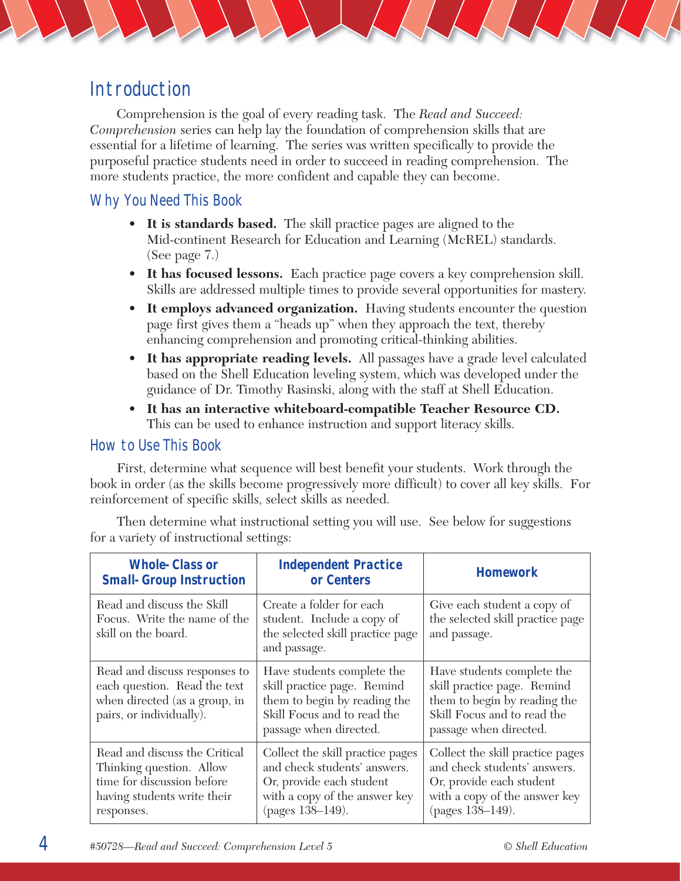# Introduction

Comprehension is the goal of every reading task. The *Read and Succeed: Comprehension* series can help lay the foundation of comprehension skills that are essential for a lifetime of learning. The series was written specifically to provide the purposeful practice students need in order to succeed in reading comprehension. The more students practice, the more confident and capable they can become.

## Why You Need This Book

- **It is standards based.** The skill practice pages are aligned to the Mid-continent Research for Education and Learning (McREL) standards. (See page 7.)
- **It has focused lessons.** Each practice page covers a key comprehension skill. Skills are addressed multiple times to provide several opportunities for mastery.
- **It employs advanced organization.** Having students encounter the question page first gives them a "heads up" when they approach the text, thereby enhancing comprehension and promoting critical-thinking abilities.
- **It has appropriate reading levels.** All passages have a grade level calculated based on the Shell Education leveling system, which was developed under the guidance of Dr. Timothy Rasinski, along with the staff at Shell Education.
- **It has an interactive whiteboard-compatible Teacher Resource CD.** This can be used to enhance instruction and support literacy skills.

## How to Use This Book

First, determine what sequence will best benefit your students. Work through the book in order (as the skills become progressively more difficult) to cover all key skills. For reinforcement of specific skills, select skills as needed.

Then determine what instructional setting you will use. See below for suggestions for a variety of instructional settings:

| Whole-Class or Small-Group Instruction | Independent Practice or Centers | Homework |
|---|---|---|
| Read and discuss the Skill Focus. Write the name of the skill on the board. | Create a folder for each student. Include a copy of the selected skill practice page and passage. | Give each student a copy of the selected skill practice page and passage. |
| Read and discuss responses to each question. Read the text when directed (as a group, in pairs, or individually). | Have students complete the skill practice page. Remind them to begin by reading the Skill Focus and to read the passage when directed. | Have students complete the skill practice page. Remind them to begin by reading the Skill Focus and to read the passage when directed. |
| Read and discuss the Critical Thinking question. Allow time for discussion before having students write their responses. | Collect the skill practice pages and check students' answers. Or, provide each student with a copy of the answer key (pages 138–149). | Collect the skill practice pages and check students' answers. Or, provide each student with a copy of the answer key (pages 138–149). |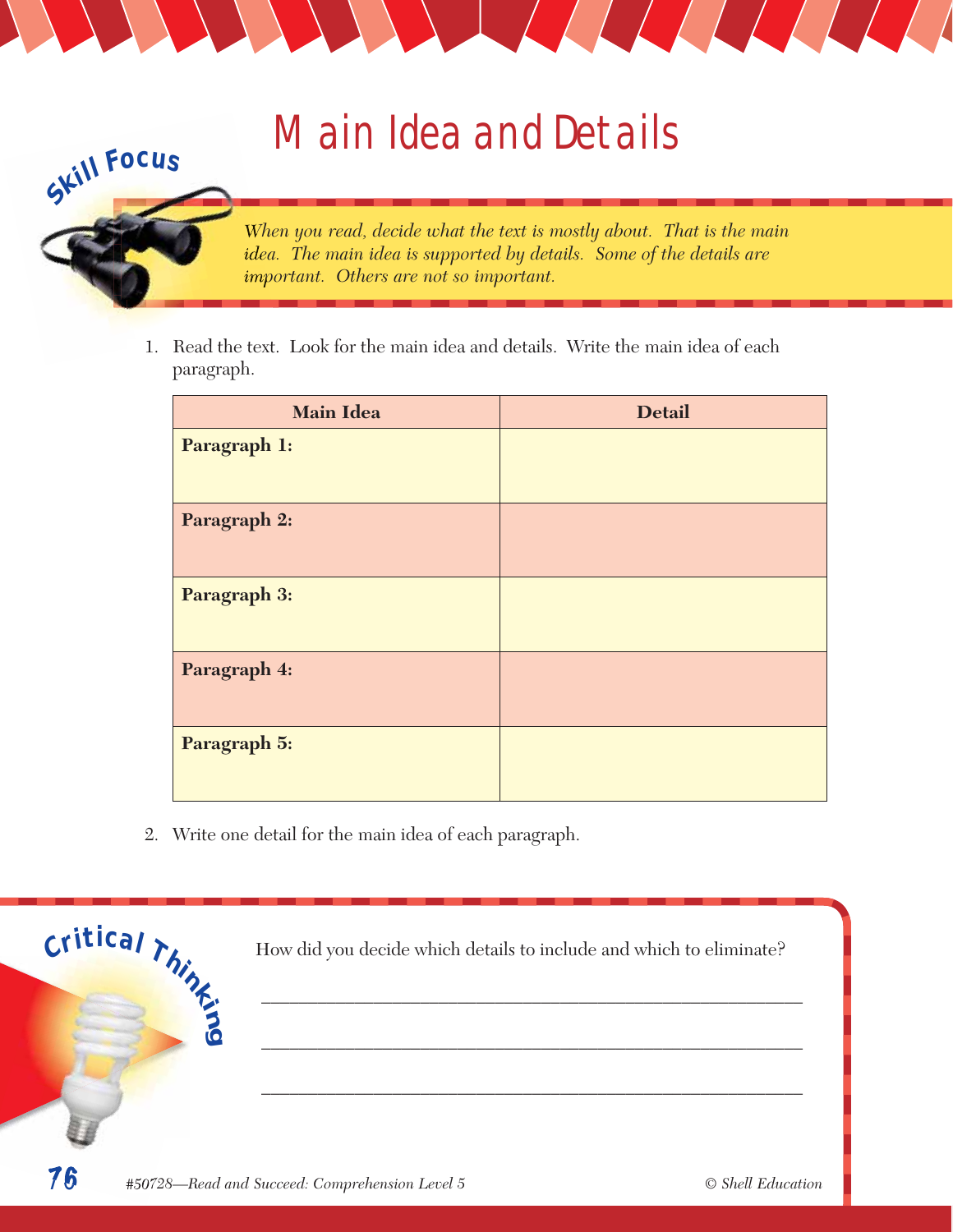# Main Idea and Details

**Skill Focus**

*When you read, decide what the text is mostly about. That is the main idea. The main idea is supported by details. Some of the details are important. Others are not so important.*

1. Read the text. Look for the main idea and details. Write the main idea of each paragraph.

| Main Idea | Detail |
|---|---|
| **Paragraph 1:** | |
| **Paragraph 2:** | |
| **Paragraph 3:** | |
| **Paragraph 4:** | |
| **Paragraph 5:** | |

2. Write one detail for the main idea of each paragraph.

**Critical Thinking**

How did you decide which details to include and which to eliminate?

\_\_\_\_\_\_\_\_\_\_\_\_\_\_\_\_\_\_\_\_\_\_\_\_\_\_\_\_\_\_\_\_\_\_\_\_\_\_\_\_\_\_\_\_\_\_\_\_\_\_\_\_\_\_

\_\_\_\_\_\_\_\_\_\_\_\_\_\_\_\_\_\_\_\_\_\_\_\_\_\_\_\_\_\_\_\_\_\_\_\_\_\_\_\_\_\_\_\_\_\_\_\_\_\_\_\_\_\_

\_\_\_\_\_\_\_\_\_\_\_\_\_\_\_\_\_\_\_\_\_\_\_\_\_\_\_\_\_\_\_\_\_\_\_\_\_\_\_\_\_\_\_\_\_\_\_\_\_\_\_\_\_\_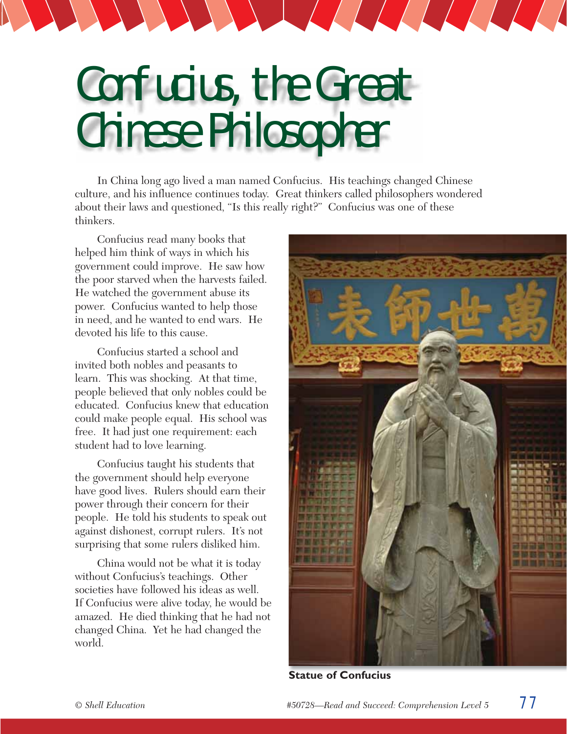# Confucius, the Great Chinese Philosopher

In China long ago lived a man named Confucius. His teachings changed Chinese culture, and his influence continues today. Great thinkers called philosophers wondered about their laws and questioned, "Is this really right?" Confucius was one of these thinkers.

Confucius read many books that helped him think of ways in which his government could improve. He saw how the poor starved when the harvests failed. He watched the government abuse its power. Confucius wanted to help those in need, and he wanted to end wars. He devoted his life to this cause.

Confucius started a school and invited both nobles and peasants to learn. This was shocking. At that time, people believed that only nobles could be educated. Confucius knew that education could make people equal. His school was free. It had just one requirement: each student had to love learning.

Confucius taught his students that the government should help everyone have good lives. Rulers should earn their power through their concern for their people. He told his students to speak out against dishonest, corrupt rulers. It's not surprising that some rulers disliked him.

China would not be what it is today without Confucius's teachings. Other societies have followed his ideas as well. If Confucius were alive today, he would be amazed. He died thinking that he had not changed China. Yet he had changed the world.

**Statue of Confucius**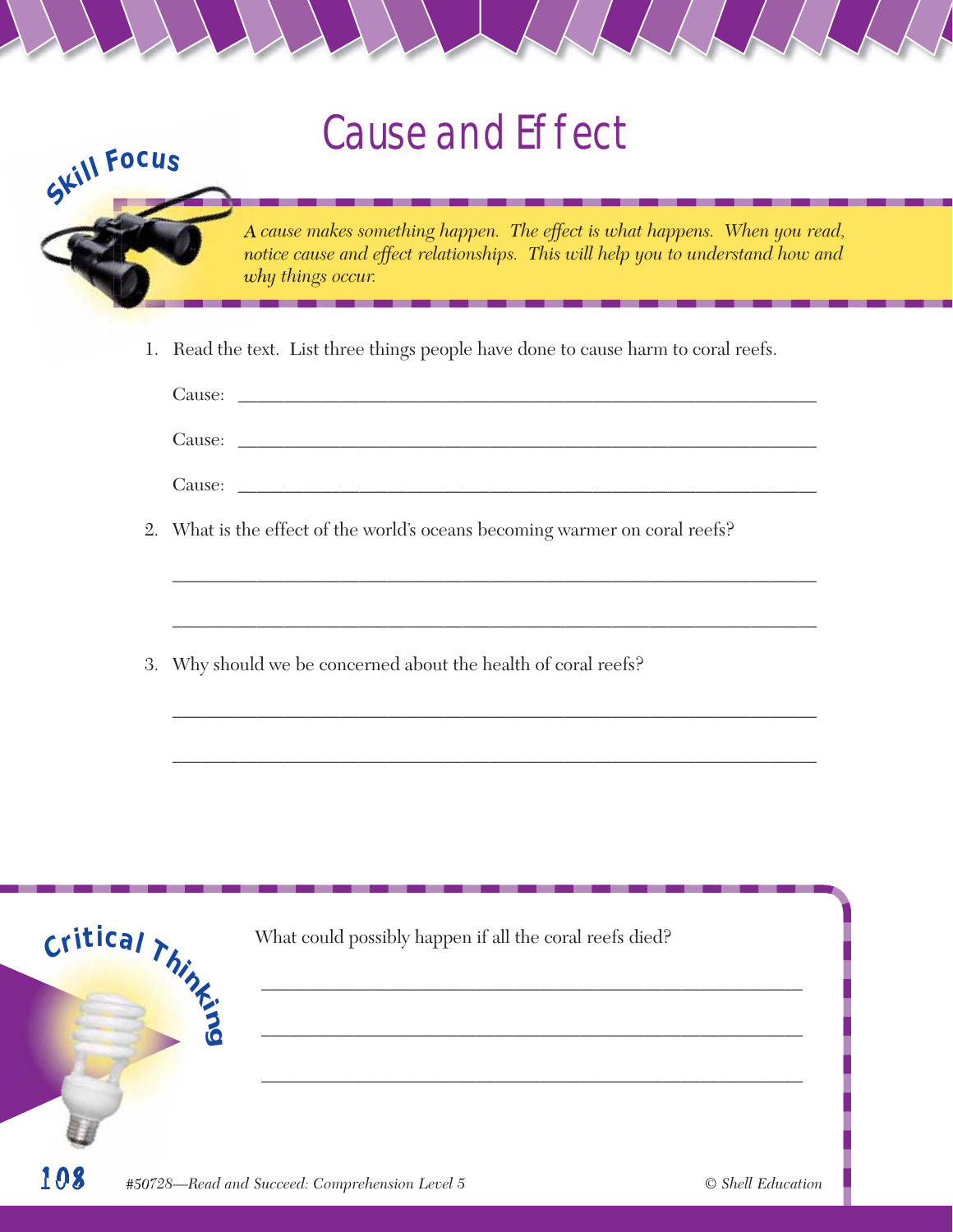# Cause and Effect

**Skill Focus**

*A cause makes something happen. The effect is what happens. When you read, notice cause and effect relationships. This will help you to understand how and why things occur.*

1. Read the text. List three things people have done to cause harm to coral reefs.

   Cause: ____________________________________________

   Cause: ____________________________________________

   Cause: ____________________________________________

2. What is the effect of the world's oceans becoming warmer on coral reefs?

   ____________________________________________

   ____________________________________________

3. Why should we be concerned about the health of coral reefs?

   ____________________________________________

   ____________________________________________

**Critical Thinking**

What could possibly happen if all the coral reefs died?

____________________________________________

____________________________________________

____________________________________________

*#50728—Read and Succeed: Comprehension Level 5* © Shell Education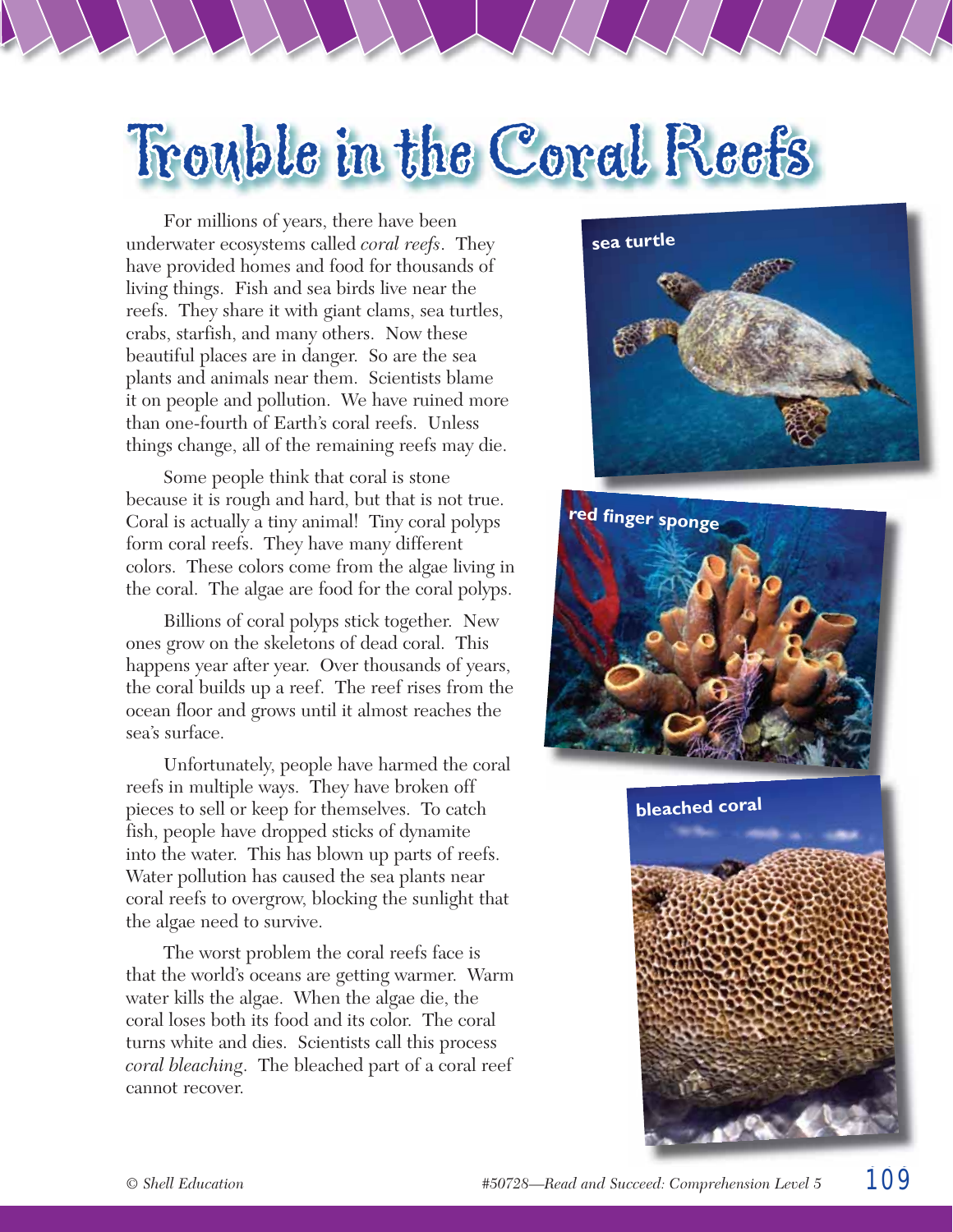# Trouble in the Coral Reefs

For millions of years, there have been underwater ecosystems called *coral reefs*. They have provided homes and food for thousands of living things. Fish and sea birds live near the reefs. They share it with giant clams, sea turtles, crabs, starfish, and many others. Now these beautiful places are in danger. So are the sea plants and animals near them. Scientists blame it on people and pollution. We have ruined more than one-fourth of Earth's coral reefs. Unless things change, all of the remaining reefs may die.

Some people think that coral is stone because it is rough and hard, but that is not true. Coral is actually a tiny animal! Tiny coral polyps form coral reefs. They have many different colors. These colors come from the algae living in the coral. The algae are food for the coral polyps.

Billions of coral polyps stick together. New ones grow on the skeletons of dead coral. This happens year after year. Over thousands of years, the coral builds up a reef. The reef rises from the ocean floor and grows until it almost reaches the sea's surface.

Unfortunately, people have harmed the coral reefs in multiple ways. They have broken off pieces to sell or keep for themselves. To catch fish, people have dropped sticks of dynamite into the water. This has blown up parts of reefs. Water pollution has caused the sea plants near coral reefs to overgrow, blocking the sunlight that the algae need to survive.

The worst problem the coral reefs face is that the world's oceans are getting warmer. Warm water kills the algae. When the algae die, the coral loses both its food and its color. The coral turns white and dies. Scientists call this process *coral bleaching*. The bleached part of a coral reef cannot recover.

sea turtle

red finger sponge

bleached coral